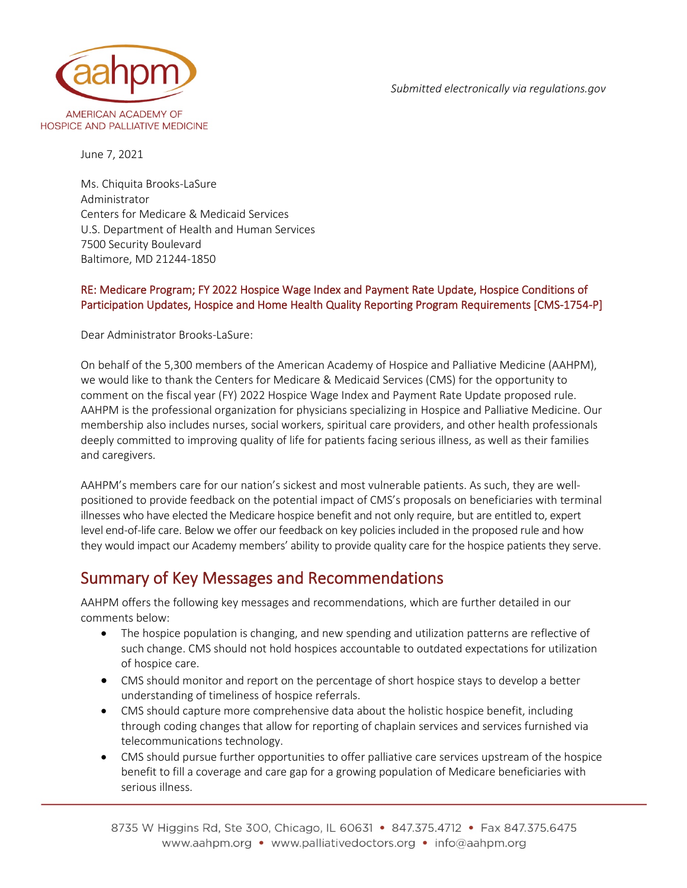AMERICAN ACADEMY OF HOSPICE AND PALLIATIVE MEDICINE

*Submitted electronically via regulations.gov*

June 7, 2021

Ms. Chiquita Brooks-LaSure
Administrator
Centers for Medicare & Medicaid Services
U.S. Department of Health and Human Services
7500 Security Boulevard
Baltimore, MD 21244-1850

RE: Medicare Program; FY 2022 Hospice Wage Index and Payment Rate Update, Hospice Conditions of Participation Updates, Hospice and Home Health Quality Reporting Program Requirements [CMS-1754-P]

Dear Administrator Brooks-LaSure:

On behalf of the 5,300 members of the American Academy of Hospice and Palliative Medicine (AAHPM), we would like to thank the Centers for Medicare & Medicaid Services (CMS) for the opportunity to comment on the fiscal year (FY) 2022 Hospice Wage Index and Payment Rate Update proposed rule. AAHPM is the professional organization for physicians specializing in Hospice and Palliative Medicine. Our membership also includes nurses, social workers, spiritual care providers, and other health professionals deeply committed to improving quality of life for patients facing serious illness, as well as their families and caregivers.

AAHPM's members care for our nation's sickest and most vulnerable patients. As such, they are well-positioned to provide feedback on the potential impact of CMS's proposals on beneficiaries with terminal illnesses who have elected the Medicare hospice benefit and not only require, but are entitled to, expert level end-of-life care. Below we offer our feedback on key policies included in the proposed rule and how they would impact our Academy members' ability to provide quality care for the hospice patients they serve.

## Summary of Key Messages and Recommendations

AAHPM offers the following key messages and recommendations, which are further detailed in our comments below:

- The hospice population is changing, and new spending and utilization patterns are reflective of such change. CMS should not hold hospices accountable to outdated expectations for utilization of hospice care.
- CMS should monitor and report on the percentage of short hospice stays to develop a better understanding of timeliness of hospice referrals.
- CMS should capture more comprehensive data about the holistic hospice benefit, including through coding changes that allow for reporting of chaplain services and services furnished via telecommunications technology.
- CMS should pursue further opportunities to offer palliative care services upstream of the hospice benefit to fill a coverage and care gap for a growing population of Medicare beneficiaries with serious illness.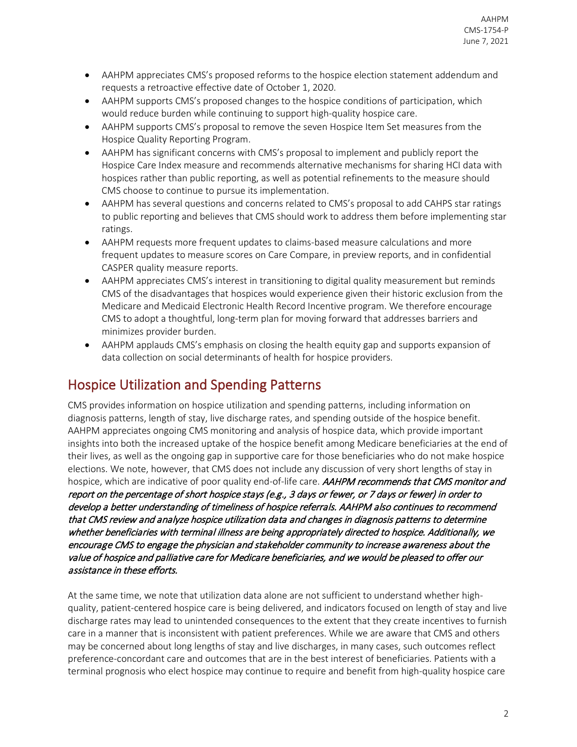- AAHPM appreciates CMS's proposed reforms to the hospice election statement addendum and requests a retroactive effective date of October 1, 2020.
- AAHPM supports CMS's proposed changes to the hospice conditions of participation, which would reduce burden while continuing to support high-quality hospice care.
- AAHPM supports CMS's proposal to remove the seven Hospice Item Set measures from the Hospice Quality Reporting Program.
- AAHPM has significant concerns with CMS's proposal to implement and publicly report the Hospice Care Index measure and recommends alternative mechanisms for sharing HCI data with hospices rather than public reporting, as well as potential refinements to the measure should CMS choose to continue to pursue its implementation.
- AAHPM has several questions and concerns related to CMS's proposal to add CAHPS star ratings to public reporting and believes that CMS should work to address them before implementing star ratings.
- AAHPM requests more frequent updates to claims-based measure calculations and more frequent updates to measure scores on Care Compare, in preview reports, and in confidential CASPER quality measure reports.
- AAHPM appreciates CMS's interest in transitioning to digital quality measurement but reminds CMS of the disadvantages that hospices would experience given their historic exclusion from the Medicare and Medicaid Electronic Health Record Incentive program. We therefore encourage CMS to adopt a thoughtful, long-term plan for moving forward that addresses barriers and minimizes provider burden.
- AAHPM applauds CMS's emphasis on closing the health equity gap and supports expansion of data collection on social determinants of health for hospice providers.

## Hospice Utilization and Spending Patterns

CMS provides information on hospice utilization and spending patterns, including information on diagnosis patterns, length of stay, live discharge rates, and spending outside of the hospice benefit. AAHPM appreciates ongoing CMS monitoring and analysis of hospice data, which provide important insights into both the increased uptake of the hospice benefit among Medicare beneficiaries at the end of their lives, as well as the ongoing gap in supportive care for those beneficiaries who do not make hospice elections. We note, however, that CMS does not include any discussion of very short lengths of stay in hospice, which are indicative of poor quality end-of-life care. ***AAHPM recommends that CMS monitor and report on the percentage of short hospice stays (e.g., 3 days or fewer, or 7 days or fewer) in order to develop a better understanding of timeliness of hospice referrals. AAHPM also continues to recommend that CMS review and analyze hospice utilization data and changes in diagnosis patterns to determine whether beneficiaries with terminal illness are being appropriately directed to hospice. Additionally, we encourage CMS to engage the physician and stakeholder community to increase awareness about the value of hospice and palliative care for Medicare beneficiaries, and we would be pleased to offer our assistance in these efforts.***

At the same time, we note that utilization data alone are not sufficient to understand whether high-quality, patient-centered hospice care is being delivered, and indicators focused on length of stay and live discharge rates may lead to unintended consequences to the extent that they create incentives to furnish care in a manner that is inconsistent with patient preferences. While we are aware that CMS and others may be concerned about long lengths of stay and live discharges, in many cases, such outcomes reflect preference-concordant care and outcomes that are in the best interest of beneficiaries. Patients with a terminal prognosis who elect hospice may continue to require and benefit from high-quality hospice care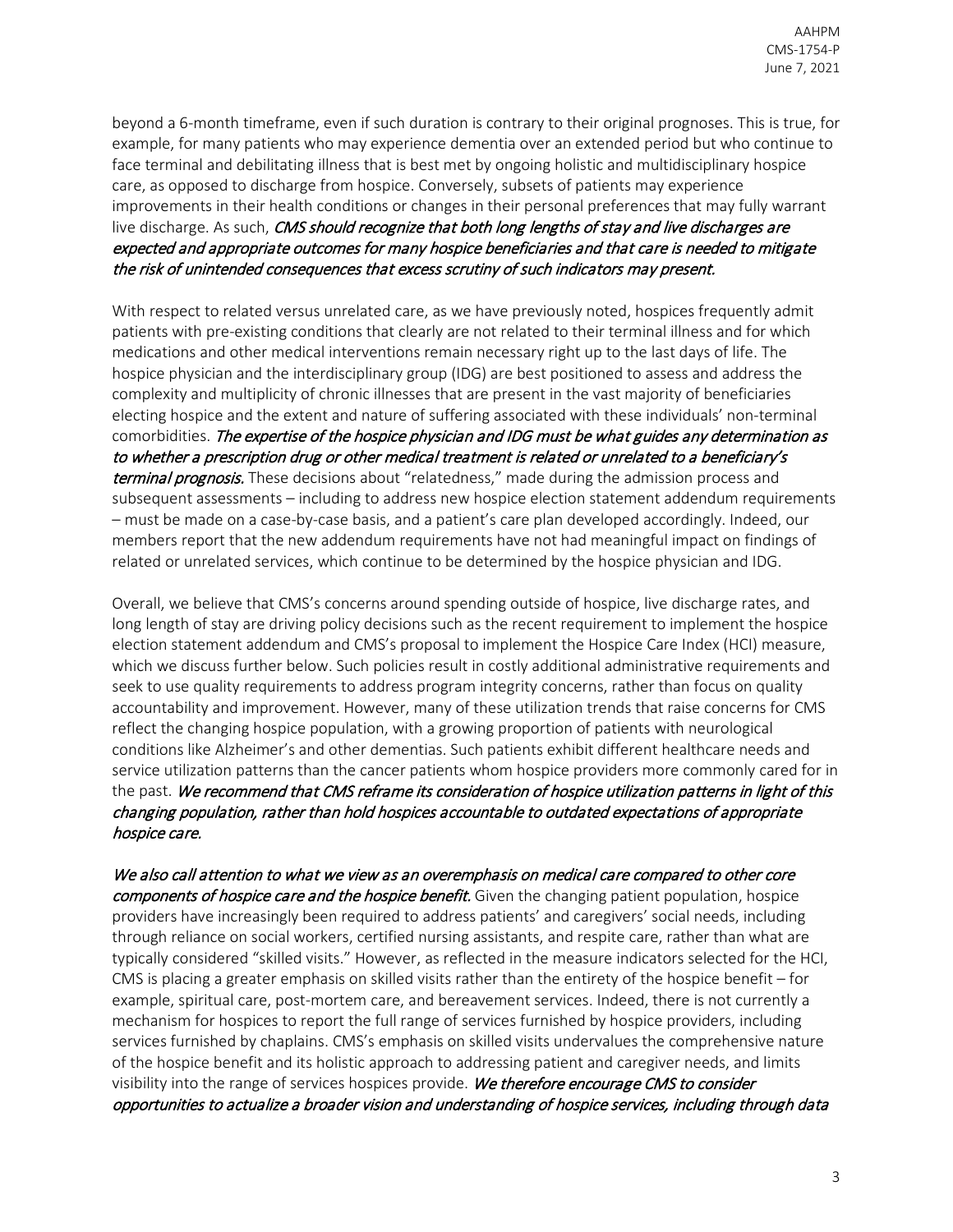beyond a 6-month timeframe, even if such duration is contrary to their original prognoses. This is true, for example, for many patients who may experience dementia over an extended period but who continue to face terminal and debilitating illness that is best met by ongoing holistic and multidisciplinary hospice care, as opposed to discharge from hospice. Conversely, subsets of patients may experience improvements in their health conditions or changes in their personal preferences that may fully warrant live discharge. As such, *CMS should recognize that both long lengths of stay and live discharges are expected and appropriate outcomes for many hospice beneficiaries and that care is needed to mitigate the risk of unintended consequences that excess scrutiny of such indicators may present.*

With respect to related versus unrelated care, as we have previously noted, hospices frequently admit patients with pre-existing conditions that clearly are not related to their terminal illness and for which medications and other medical interventions remain necessary right up to the last days of life. The hospice physician and the interdisciplinary group (IDG) are best positioned to assess and address the complexity and multiplicity of chronic illnesses that are present in the vast majority of beneficiaries electing hospice and the extent and nature of suffering associated with these individuals' non-terminal comorbidities. ***The expertise of the hospice physician and IDG must be what guides any determination as to whether a prescription drug or other medical treatment is related or unrelated to a beneficiary's terminal prognosis.*** These decisions about "relatedness," made during the admission process and subsequent assessments – including to address new hospice election statement addendum requirements – must be made on a case-by-case basis, and a patient's care plan developed accordingly. Indeed, our members report that the new addendum requirements have not had meaningful impact on findings of related or unrelated services, which continue to be determined by the hospice physician and IDG.

Overall, we believe that CMS's concerns around spending outside of hospice, live discharge rates, and long length of stay are driving policy decisions such as the recent requirement to implement the hospice election statement addendum and CMS's proposal to implement the Hospice Care Index (HCI) measure, which we discuss further below. Such policies result in costly additional administrative requirements and seek to use quality requirements to address program integrity concerns, rather than focus on quality accountability and improvement. However, many of these utilization trends that raise concerns for CMS reflect the changing hospice population, with a growing proportion of patients with neurological conditions like Alzheimer's and other dementias. Such patients exhibit different healthcare needs and service utilization patterns than the cancer patients whom hospice providers more commonly cared for in the past. *We recommend that CMS reframe its consideration of hospice utilization patterns in light of this changing population, rather than hold hospices accountable to outdated expectations of appropriate hospice care.*

***We also call attention to what we view as an overemphasis on medical care compared to other core components of hospice care and the hospice benefit.*** Given the changing patient population, hospice providers have increasingly been required to address patients' and caregivers' social needs, including through reliance on social workers, certified nursing assistants, and respite care, rather than what are typically considered "skilled visits." However, as reflected in the measure indicators selected for the HCI, CMS is placing a greater emphasis on skilled visits rather than the entirety of the hospice benefit – for example, spiritual care, post-mortem care, and bereavement services. Indeed, there is not currently a mechanism for hospices to report the full range of services furnished by hospice providers, including services furnished by chaplains. CMS's emphasis on skilled visits undervalues the comprehensive nature of the hospice benefit and its holistic approach to addressing patient and caregiver needs, and limits visibility into the range of services hospices provide. *We therefore encourage CMS to consider opportunities to actualize a broader vision and understanding of hospice services, including through data*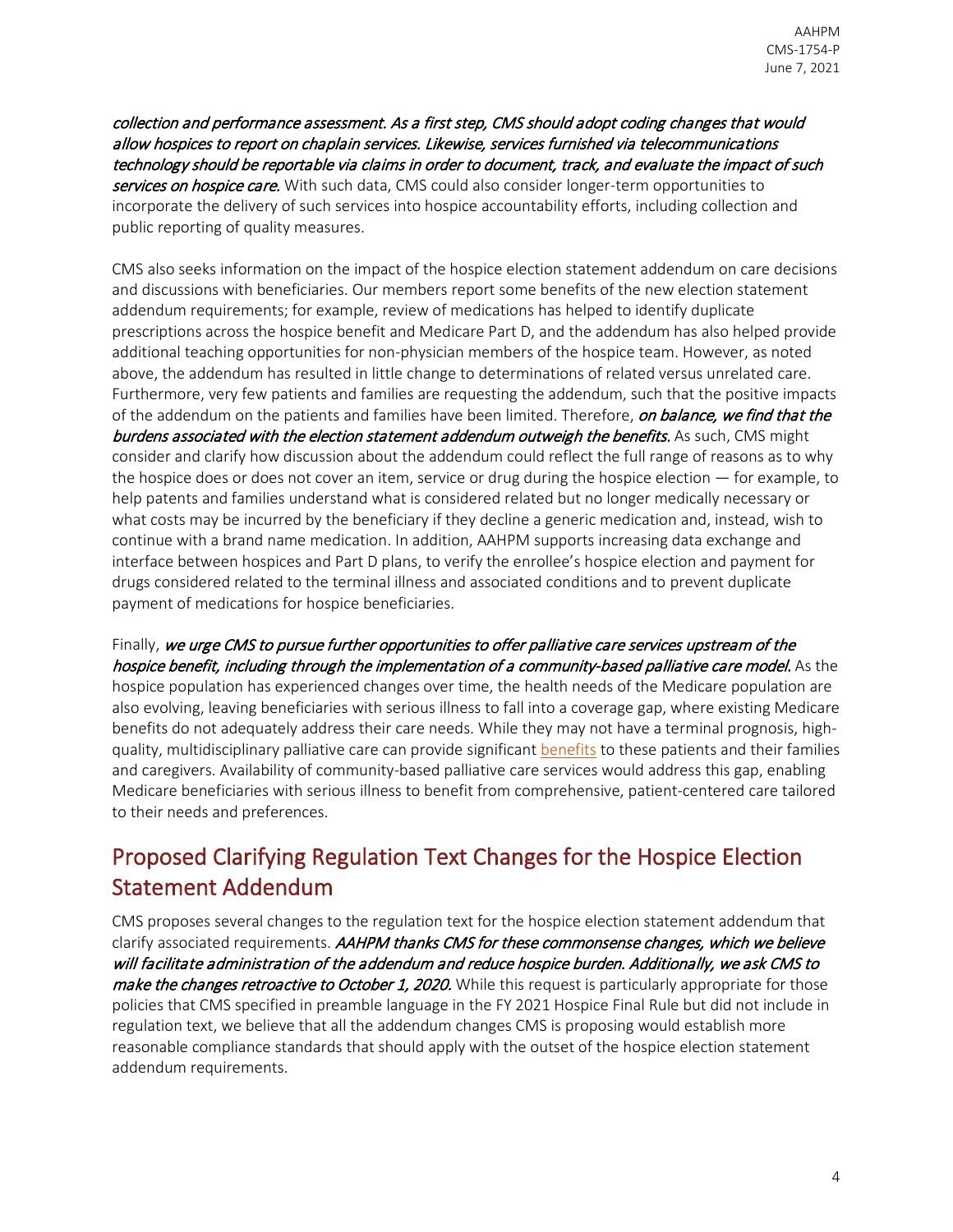*collection and performance assessment. As a first step, CMS should adopt coding changes that would allow hospices to report on chaplain services. Likewise, services furnished via telecommunications technology should be reportable via claims in order to document, track, and evaluate the impact of such services on hospice care.* With such data, CMS could also consider longer-term opportunities to incorporate the delivery of such services into hospice accountability efforts, including collection and public reporting of quality measures.

CMS also seeks information on the impact of the hospice election statement addendum on care decisions and discussions with beneficiaries. Our members report some benefits of the new election statement addendum requirements; for example, review of medications has helped to identify duplicate prescriptions across the hospice benefit and Medicare Part D, and the addendum has also helped provide additional teaching opportunities for non-physician members of the hospice team. However, as noted above, the addendum has resulted in little change to determinations of related versus unrelated care. Furthermore, very few patients and families are requesting the addendum, such that the positive impacts of the addendum on the patients and families have been limited. Therefore, *on balance, we find that the burdens associated with the election statement addendum outweigh the benefits.* As such, CMS might consider and clarify how discussion about the addendum could reflect the full range of reasons as to why the hospice does or does not cover an item, service or drug during the hospice election — for example, to help patents and families understand what is considered related but no longer medically necessary or what costs may be incurred by the beneficiary if they decline a generic medication and, instead, wish to continue with a brand name medication. In addition, AAHPM supports increasing data exchange and interface between hospices and Part D plans, to verify the enrollee's hospice election and payment for drugs considered related to the terminal illness and associated conditions and to prevent duplicate payment of medications for hospice beneficiaries.

Finally, *we urge CMS to pursue further opportunities to offer palliative care services upstream of the hospice benefit, including through the implementation of a community-based palliative care model.* As the hospice population has experienced changes over time, the health needs of the Medicare population are also evolving, leaving beneficiaries with serious illness to fall into a coverage gap, where existing Medicare benefits do not adequately address their care needs. While they may not have a terminal prognosis, high-quality, multidisciplinary palliative care can provide significant benefits to these patients and their families and caregivers. Availability of community-based palliative care services would address this gap, enabling Medicare beneficiaries with serious illness to benefit from comprehensive, patient-centered care tailored to their needs and preferences.

## Proposed Clarifying Regulation Text Changes for the Hospice Election Statement Addendum

CMS proposes several changes to the regulation text for the hospice election statement addendum that clarify associated requirements. *AAHPM thanks CMS for these commonsense changes, which we believe will facilitate administration of the addendum and reduce hospice burden. Additionally, we ask CMS to make the changes retroactive to October 1, 2020.* While this request is particularly appropriate for those policies that CMS specified in preamble language in the FY 2021 Hospice Final Rule but did not include in regulation text, we believe that all the addendum changes CMS is proposing would establish more reasonable compliance standards that should apply with the outset of the hospice election statement addendum requirements.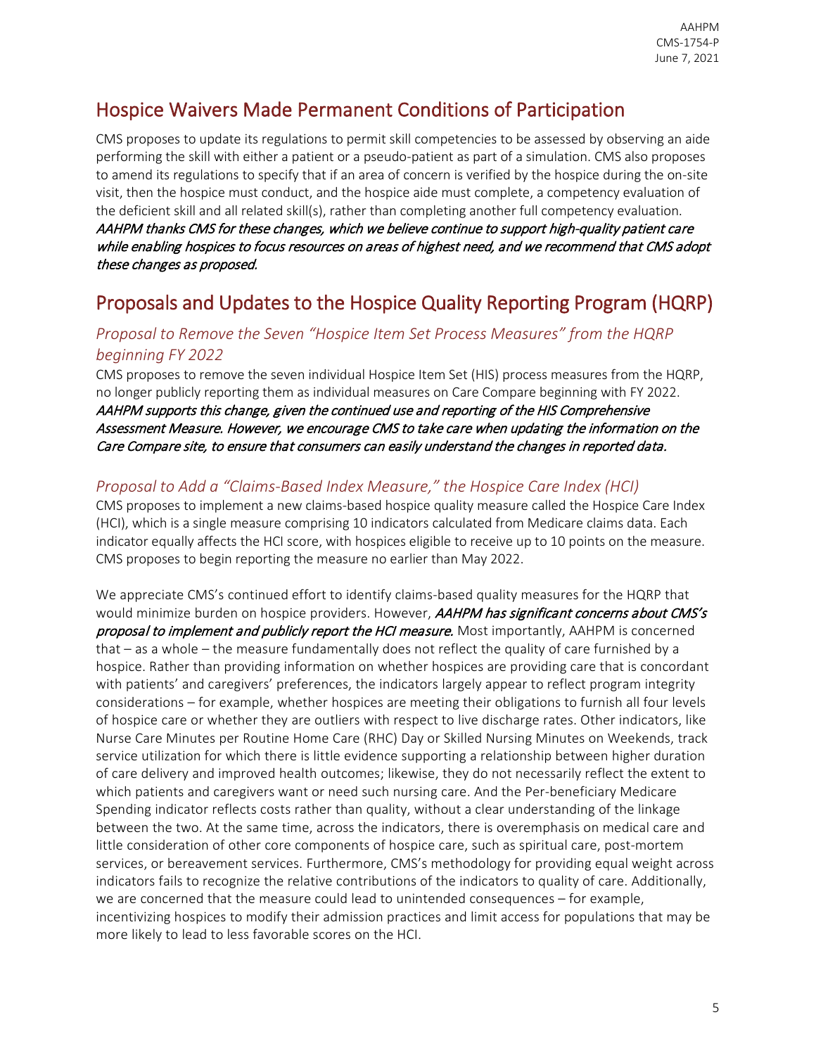## Hospice Waivers Made Permanent Conditions of Participation

CMS proposes to update its regulations to permit skill competencies to be assessed by observing an aide performing the skill with either a patient or a pseudo-patient as part of a simulation. CMS also proposes to amend its regulations to specify that if an area of concern is verified by the hospice during the on-site visit, then the hospice must conduct, and the hospice aide must complete, a competency evaluation of the deficient skill and all related skill(s), rather than completing another full competency evaluation. ***AAHPM thanks CMS for these changes, which we believe continue to support high-quality patient care while enabling hospices to focus resources on areas of highest need, and we recommend that CMS adopt these changes as proposed.***

## Proposals and Updates to the Hospice Quality Reporting Program (HQRP)

### *Proposal to Remove the Seven "Hospice Item Set Process Measures" from the HQRP beginning FY 2022*

CMS proposes to remove the seven individual Hospice Item Set (HIS) process measures from the HQRP, no longer publicly reporting them as individual measures on Care Compare beginning with FY 2022. ***AAHPM supports this change, given the continued use and reporting of the HIS Comprehensive Assessment Measure. However, we encourage CMS to take care when updating the information on the Care Compare site, to ensure that consumers can easily understand the changes in reported data.***

### *Proposal to Add a "Claims-Based Index Measure," the Hospice Care Index (HCI)*

CMS proposes to implement a new claims-based hospice quality measure called the Hospice Care Index (HCI), which is a single measure comprising 10 indicators calculated from Medicare claims data. Each indicator equally affects the HCI score, with hospices eligible to receive up to 10 points on the measure. CMS proposes to begin reporting the measure no earlier than May 2022.

We appreciate CMS's continued effort to identify claims-based quality measures for the HQRP that would minimize burden on hospice providers. However, ***AAHPM has significant concerns about CMS's proposal to implement and publicly report the HCI measure.*** Most importantly, AAHPM is concerned that – as a whole – the measure fundamentally does not reflect the quality of care furnished by a hospice. Rather than providing information on whether hospices are providing care that is concordant with patients' and caregivers' preferences, the indicators largely appear to reflect program integrity considerations – for example, whether hospices are meeting their obligations to furnish all four levels of hospice care or whether they are outliers with respect to live discharge rates. Other indicators, like Nurse Care Minutes per Routine Home Care (RHC) Day or Skilled Nursing Minutes on Weekends, track service utilization for which there is little evidence supporting a relationship between higher duration of care delivery and improved health outcomes; likewise, they do not necessarily reflect the extent to which patients and caregivers want or need such nursing care. And the Per-beneficiary Medicare Spending indicator reflects costs rather than quality, without a clear understanding of the linkage between the two. At the same time, across the indicators, there is overemphasis on medical care and little consideration of other core components of hospice care, such as spiritual care, post-mortem services, or bereavement services. Furthermore, CMS's methodology for providing equal weight across indicators fails to recognize the relative contributions of the indicators to quality of care. Additionally, we are concerned that the measure could lead to unintended consequences – for example, incentivizing hospices to modify their admission practices and limit access for populations that may be more likely to lead to less favorable scores on the HCI.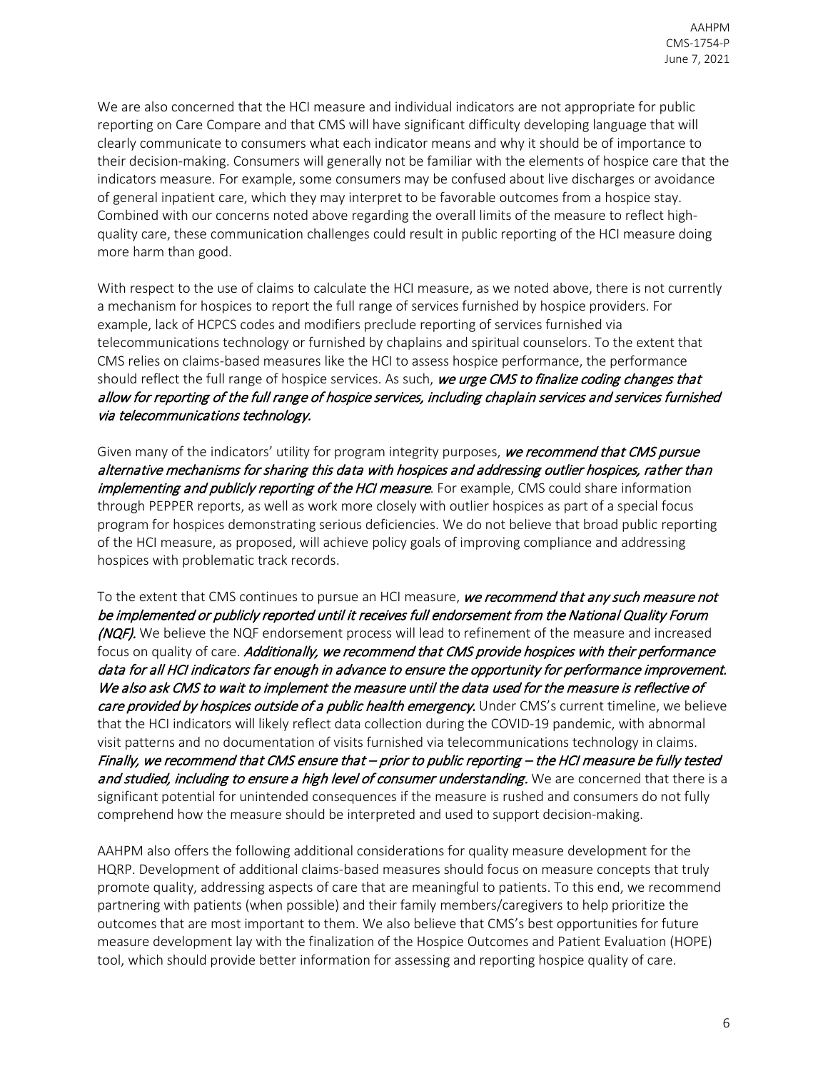We are also concerned that the HCI measure and individual indicators are not appropriate for public reporting on Care Compare and that CMS will have significant difficulty developing language that will clearly communicate to consumers what each indicator means and why it should be of importance to their decision-making. Consumers will generally not be familiar with the elements of hospice care that the indicators measure. For example, some consumers may be confused about live discharges or avoidance of general inpatient care, which they may interpret to be favorable outcomes from a hospice stay. Combined with our concerns noted above regarding the overall limits of the measure to reflect high-quality care, these communication challenges could result in public reporting of the HCI measure doing more harm than good.

With respect to the use of claims to calculate the HCI measure, as we noted above, there is not currently a mechanism for hospices to report the full range of services furnished by hospice providers. For example, lack of HCPCS codes and modifiers preclude reporting of services furnished via telecommunications technology or furnished by chaplains and spiritual counselors. To the extent that CMS relies on claims-based measures like the HCI to assess hospice performance, the performance should reflect the full range of hospice services. As such, *we urge CMS to finalize coding changes that allow for reporting of the full range of hospice services, including chaplain services and services furnished via telecommunications technology.*

Given many of the indicators' utility for program integrity purposes, *we recommend that CMS pursue alternative mechanisms for sharing this data with hospices and addressing outlier hospices, rather than implementing and publicly reporting of the HCI measure*. For example, CMS could share information through PEPPER reports, as well as work more closely with outlier hospices as part of a special focus program for hospices demonstrating serious deficiencies. We do not believe that broad public reporting of the HCI measure, as proposed, will achieve policy goals of improving compliance and addressing hospices with problematic track records.

To the extent that CMS continues to pursue an HCI measure, *we recommend that any such measure not be implemented or publicly reported until it receives full endorsement from the National Quality Forum (NQF).* We believe the NQF endorsement process will lead to refinement of the measure and increased focus on quality of care. *Additionally, we recommend that CMS provide hospices with their performance data for all HCI indicators far enough in advance to ensure the opportunity for performance improvement. We also ask CMS to wait to implement the measure until the data used for the measure is reflective of care provided by hospices outside of a public health emergency.* Under CMS's current timeline, we believe that the HCI indicators will likely reflect data collection during the COVID-19 pandemic, with abnormal visit patterns and no documentation of visits furnished via telecommunications technology in claims. *Finally, we recommend that CMS ensure that – prior to public reporting – the HCI measure be fully tested and studied, including to ensure a high level of consumer understanding.* We are concerned that there is a significant potential for unintended consequences if the measure is rushed and consumers do not fully comprehend how the measure should be interpreted and used to support decision-making.

AAHPM also offers the following additional considerations for quality measure development for the HQRP. Development of additional claims-based measures should focus on measure concepts that truly promote quality, addressing aspects of care that are meaningful to patients. To this end, we recommend partnering with patients (when possible) and their family members/caregivers to help prioritize the outcomes that are most important to them. We also believe that CMS's best opportunities for future measure development lay with the finalization of the Hospice Outcomes and Patient Evaluation (HOPE) tool, which should provide better information for assessing and reporting hospice quality of care.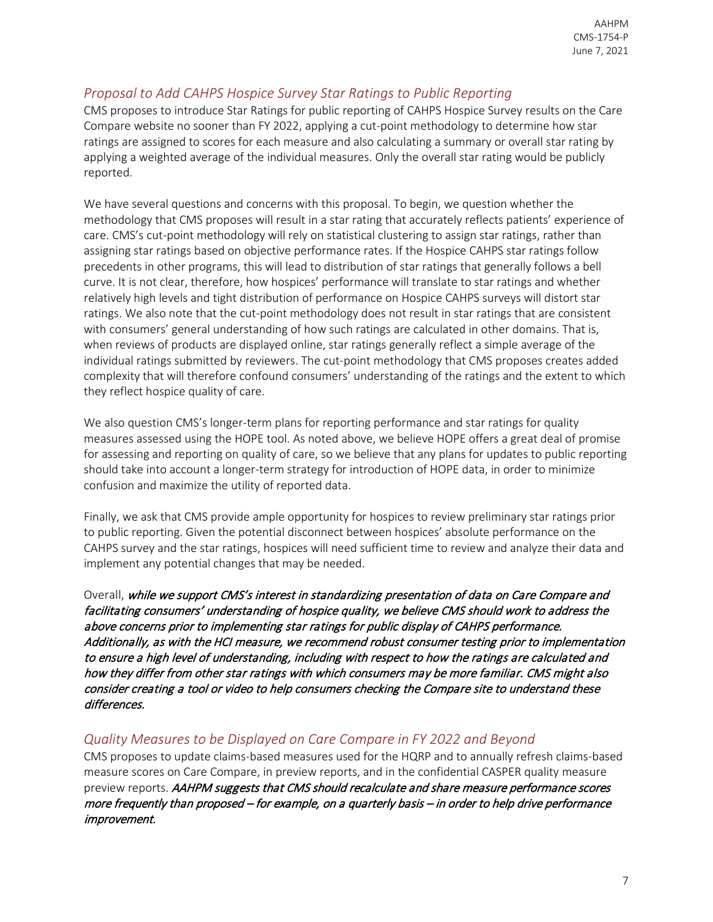## *Proposal to Add CAHPS Hospice Survey Star Ratings to Public Reporting*

CMS proposes to introduce Star Ratings for public reporting of CAHPS Hospice Survey results on the Care Compare website no sooner than FY 2022, applying a cut-point methodology to determine how star ratings are assigned to scores for each measure and also calculating a summary or overall star rating by applying a weighted average of the individual measures. Only the overall star rating would be publicly reported.

We have several questions and concerns with this proposal. To begin, we question whether the methodology that CMS proposes will result in a star rating that accurately reflects patients' experience of care. CMS's cut-point methodology will rely on statistical clustering to assign star ratings, rather than assigning star ratings based on objective performance rates. If the Hospice CAHPS star ratings follow precedents in other programs, this will lead to distribution of star ratings that generally follows a bell curve. It is not clear, therefore, how hospices' performance will translate to star ratings and whether relatively high levels and tight distribution of performance on Hospice CAHPS surveys will distort star ratings. We also note that the cut-point methodology does not result in star ratings that are consistent with consumers' general understanding of how such ratings are calculated in other domains. That is, when reviews of products are displayed online, star ratings generally reflect a simple average of the individual ratings submitted by reviewers. The cut-point methodology that CMS proposes creates added complexity that will therefore confound consumers' understanding of the ratings and the extent to which they reflect hospice quality of care.

We also question CMS's longer-term plans for reporting performance and star ratings for quality measures assessed using the HOPE tool. As noted above, we believe HOPE offers a great deal of promise for assessing and reporting on quality of care, so we believe that any plans for updates to public reporting should take into account a longer-term strategy for introduction of HOPE data, in order to minimize confusion and maximize the utility of reported data.

Finally, we ask that CMS provide ample opportunity for hospices to review preliminary star ratings prior to public reporting. Given the potential disconnect between hospices' absolute performance on the CAHPS survey and the star ratings, hospices will need sufficient time to review and analyze their data and implement any potential changes that may be needed.

Overall, ***while we support CMS's interest in standardizing presentation of data on Care Compare and facilitating consumers' understanding of hospice quality, we believe CMS should work to address the above concerns prior to implementing star ratings for public display of CAHPS performance. Additionally, as with the HCI measure, we recommend robust consumer testing prior to implementation to ensure a high level of understanding, including with respect to how the ratings are calculated and how they differ from other star ratings with which consumers may be more familiar. CMS might also consider creating a tool or video to help consumers checking the Compare site to understand these differences.***

## *Quality Measures to be Displayed on Care Compare in FY 2022 and Beyond*

CMS proposes to update claims-based measures used for the HQRP and to annually refresh claims-based measure scores on Care Compare, in preview reports, and in the confidential CASPER quality measure preview reports. ***AAHPM suggests that CMS should recalculate and share measure performance scores more frequently than proposed – for example, on a quarterly basis – in order to help drive performance improvement.***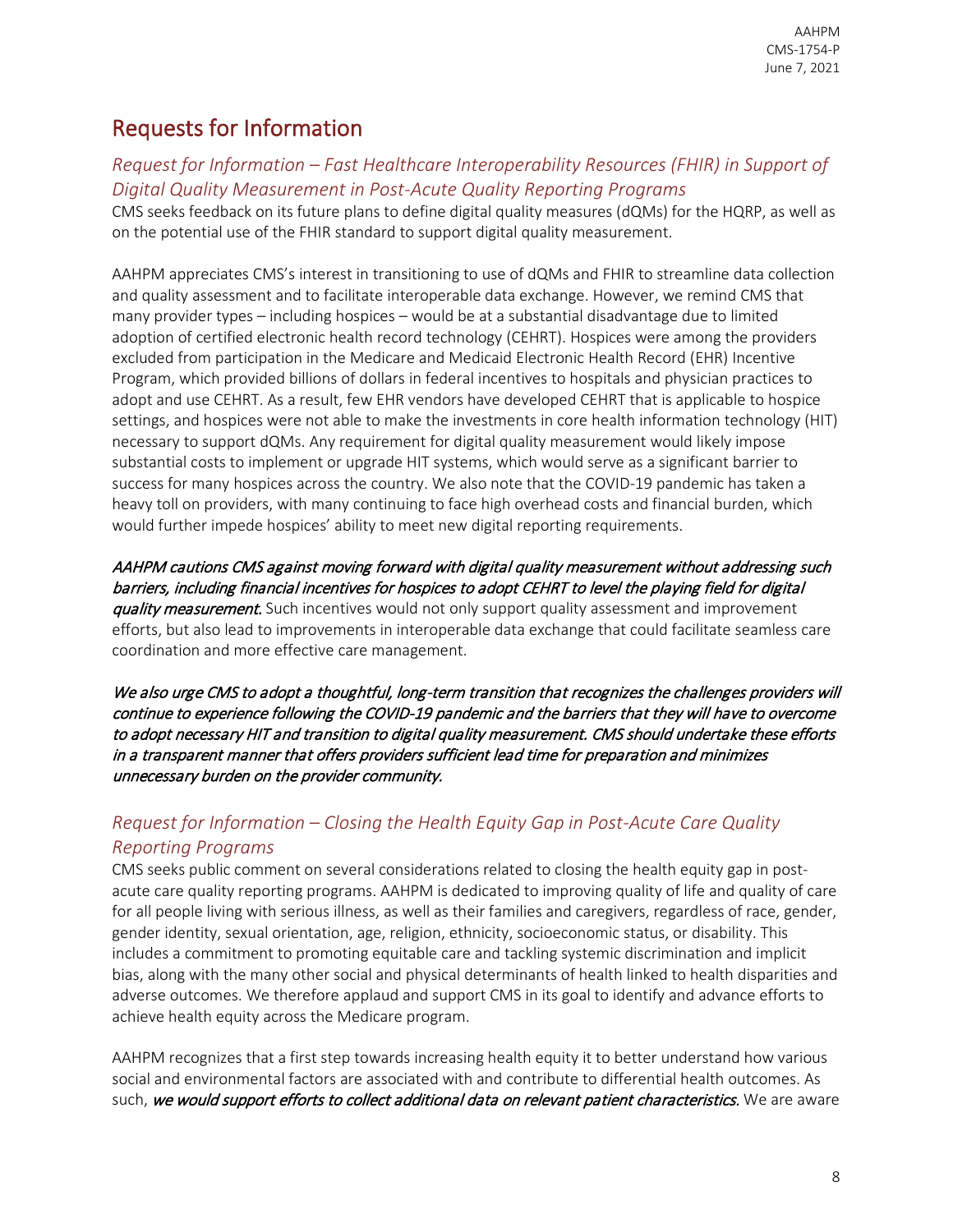## Requests for Information

### *Request for Information – Fast Healthcare Interoperability Resources (FHIR) in Support of Digital Quality Measurement in Post-Acute Quality Reporting Programs*

CMS seeks feedback on its future plans to define digital quality measures (dQMs) for the HQRP, as well as on the potential use of the FHIR standard to support digital quality measurement.

AAHPM appreciates CMS's interest in transitioning to use of dQMs and FHIR to streamline data collection and quality assessment and to facilitate interoperable data exchange. However, we remind CMS that many provider types – including hospices – would be at a substantial disadvantage due to limited adoption of certified electronic health record technology (CEHRT). Hospices were among the providers excluded from participation in the Medicare and Medicaid Electronic Health Record (EHR) Incentive Program, which provided billions of dollars in federal incentives to hospitals and physician practices to adopt and use CEHRT. As a result, few EHR vendors have developed CEHRT that is applicable to hospice settings, and hospices were not able to make the investments in core health information technology (HIT) necessary to support dQMs. Any requirement for digital quality measurement would likely impose substantial costs to implement or upgrade HIT systems, which would serve as a significant barrier to success for many hospices across the country. We also note that the COVID-19 pandemic has taken a heavy toll on providers, with many continuing to face high overhead costs and financial burden, which would further impede hospices' ability to meet new digital reporting requirements.

***AAHPM cautions CMS against moving forward with digital quality measurement without addressing such barriers, including financial incentives for hospices to adopt CEHRT to level the playing field for digital quality measurement.*** Such incentives would not only support quality assessment and improvement efforts, but also lead to improvements in interoperable data exchange that could facilitate seamless care coordination and more effective care management.

*We also urge CMS to adopt a thoughtful, long-term transition that recognizes the challenges providers will continue to experience following the COVID-19 pandemic and the barriers that they will have to overcome to adopt necessary HIT and transition to digital quality measurement. CMS should undertake these efforts in a transparent manner that offers providers sufficient lead time for preparation and minimizes unnecessary burden on the provider community.*

### *Request for Information – Closing the Health Equity Gap in Post-Acute Care Quality Reporting Programs*

CMS seeks public comment on several considerations related to closing the health equity gap in post-acute care quality reporting programs. AAHPM is dedicated to improving quality of life and quality of care for all people living with serious illness, as well as their families and caregivers, regardless of race, gender, gender identity, sexual orientation, age, religion, ethnicity, socioeconomic status, or disability. This includes a commitment to promoting equitable care and tackling systemic discrimination and implicit bias, along with the many other social and physical determinants of health linked to health disparities and adverse outcomes. We therefore applaud and support CMS in its goal to identify and advance efforts to achieve health equity across the Medicare program.

AAHPM recognizes that a first step towards increasing health equity it to better understand how various social and environmental factors are associated with and contribute to differential health outcomes. As such, ***we would support efforts to collect additional data on relevant patient characteristics.*** We are aware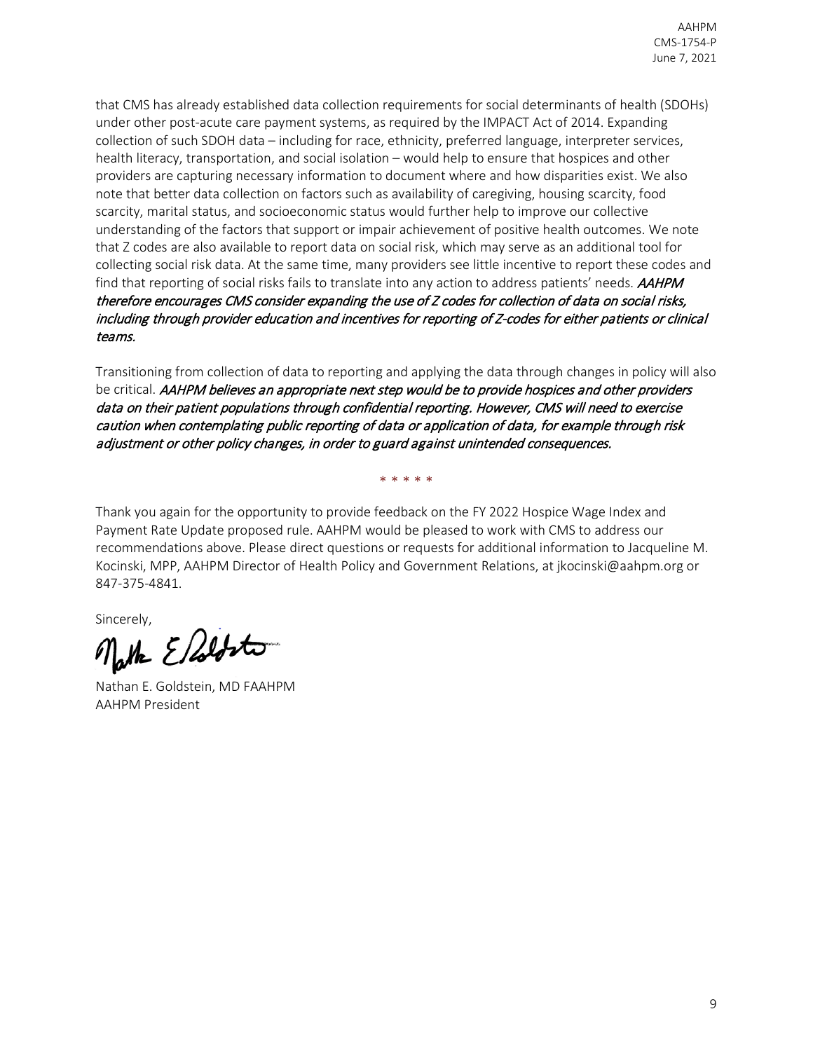that CMS has already established data collection requirements for social determinants of health (SDOHs) under other post-acute care payment systems, as required by the IMPACT Act of 2014. Expanding collection of such SDOH data – including for race, ethnicity, preferred language, interpreter services, health literacy, transportation, and social isolation – would help to ensure that hospices and other providers are capturing necessary information to document where and how disparities exist. We also note that better data collection on factors such as availability of caregiving, housing scarcity, food scarcity, marital status, and socioeconomic status would further help to improve our collective understanding of the factors that support or impair achievement of positive health outcomes. We note that Z codes are also available to report data on social risk, which may serve as an additional tool for collecting social risk data. At the same time, many providers see little incentive to report these codes and find that reporting of social risks fails to translate into any action to address patients' needs. *AAHPM therefore encourages CMS consider expanding the use of Z codes for collection of data on social risks, including through provider education and incentives for reporting of Z-codes for either patients or clinical teams.*

Transitioning from collection of data to reporting and applying the data through changes in policy will also be critical. *AAHPM believes an appropriate next step would be to provide hospices and other providers data on their patient populations through confidential reporting. However, CMS will need to exercise caution when contemplating public reporting of data or application of data, for example through risk adjustment or other policy changes, in order to guard against unintended consequences.*

\* \* \* \* \*

Thank you again for the opportunity to provide feedback on the FY 2022 Hospice Wage Index and Payment Rate Update proposed rule. AAHPM would be pleased to work with CMS to address our recommendations above. Please direct questions or requests for additional information to Jacqueline M. Kocinski, MPP, AAHPM Director of Health Policy and Government Relations, at jkocinski@aahpm.org or 847-375-4841.

Sincerely,

Nathan E. Goldstein, MD FAAHPM
AAHPM President